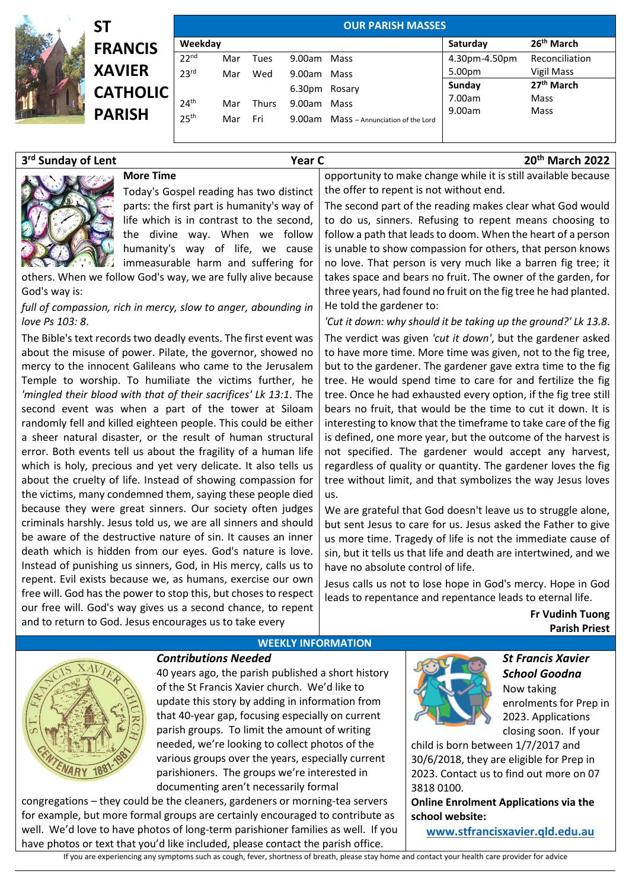# ST FRANCIS XAVIER CATHOLIC PARISH

## OUR PARISH MASSES

| Weekday | | | | | Saturday | 26th March |
|---|---|---|---|---|---|---|
| 22nd | Mar | Tues | 9.00am | Mass | 4.30pm-4.50pm | Reconciliation |
| 23rd | Mar | Wed | 9.00am | Mass | 5.00pm | Vigil Mass |
| | | | 6.30pm | Rosary | **Sunday** | **27th March** |
| 24th | Mar | Thurs | 9.00am | Mass | 7.00am | Mass |
| 25th | Mar | Fri | 9.00am | Mass – Annunciation of the Lord | 9.00am | Mass |

**3rd Sunday of Lent** | **Year C** | **20th March 2022**

### More Time

Today's Gospel reading has two distinct parts: the first part is humanity's way of life which is in contrast to the second, the divine way. When we follow humanity's way of life, we cause immeasurable harm and suffering for others. When we follow God's way, we are fully alive because God's way is:

*full of compassion, rich in mercy, slow to anger, abounding in love Ps 103: 8*.

The Bible's text records two deadly events. The first event was about the misuse of power. Pilate, the governor, showed no mercy to the innocent Galileans who came to the Jerusalem Temple to worship. To humiliate the victims further, he *'mingled their blood with that of their sacrifices' Lk 13:1*. The second event was when a part of the tower at Siloam randomly fell and killed eighteen people. This could be either a sheer natural disaster, or the result of human structural error. Both events tell us about the fragility of a human life which is holy, precious and yet very delicate. It also tells us about the cruelty of life. Instead of showing compassion for the victims, many condemned them, saying these people died because they were great sinners. Our society often judges criminals harshly. Jesus told us, we are all sinners and should be aware of the destructive nature of sin. It causes an inner death which is hidden from our eyes. God's nature is love. Instead of punishing us sinners, God, in His mercy, calls us to repent. Evil exists because we, as humans, exercise our own free will. God has the power to stop this, but choses to respect our free will. God's way gives us a second chance, to repent and to return to God. Jesus encourages us to take every opportunity to make change while it is still available because the offer to repent is not without end.

The second part of the reading makes clear what God would to do us, sinners. Refusing to repent means choosing to follow a path that leads to doom. When the heart of a person is unable to show compassion for others, that person knows no love. That person is very much like a barren fig tree; it takes space and bears no fruit. The owner of the garden, for three years, had found no fruit on the fig tree he had planted. He told the gardener to:

*'Cut it down: why should it be taking up the ground?' Lk 13.8*.

The verdict was given *'cut it down'*, but the gardener asked to have more time. More time was given, not to the fig tree, but to the gardener. The gardener gave extra time to the fig tree. He would spend time to care for and fertilize the fig tree. Once he had exhausted every option, if the fig tree still bears no fruit, that would be the time to cut it down. It is interesting to know that the timeframe to take care of the fig is defined, one more year, but the outcome of the harvest is not specified. The gardener would accept any harvest, regardless of quality or quantity. The gardener loves the fig tree without limit, and that symbolizes the way Jesus loves us.

We are grateful that God doesn't leave us to struggle alone, but sent Jesus to care for us. Jesus asked the Father to give us more time. Tragedy of life is not the immediate cause of sin, but it tells us that life and death are intertwined, and we have no absolute control of life.

Jesus calls us not to lose hope in God's mercy. Hope in God leads to repentance and repentance leads to eternal life.

**Fr Vudinh Tuong**
**Parish Priest**

## WEEKLY INFORMATION

### *Contributions Needed*

40 years ago, the parish published a short history of the St Francis Xavier church. We'd like to update this story by adding in information from that 40-year gap, focusing especially on current parish groups. To limit the amount of writing needed, we're looking to collect photos of the various groups over the years, especially current parishioners. The groups we're interested in documenting aren't necessarily formal congregations – they could be the cleaners, gardeners or morning-tea servers for example, but more formal groups are certainly encouraged to contribute as well. We'd love to have photos of long-term parishioner families as well. If you have photos or text that you'd like included, please contact the parish office.

### *St Francis Xavier School Goodna*

Now taking enrolments for Prep in 2023. Applications closing soon. If your child is born between 1/7/2017 and 30/6/2018, they are eligible for Prep in 2023. Contact us to find out more on 07 3818 0100.

**Online Enrolment Applications via the school website:**

**www.stfrancisxavier.qld.edu.au**

If you are experiencing any symptoms such as cough, fever, shortness of breath, please stay home and contact your health care provider for advice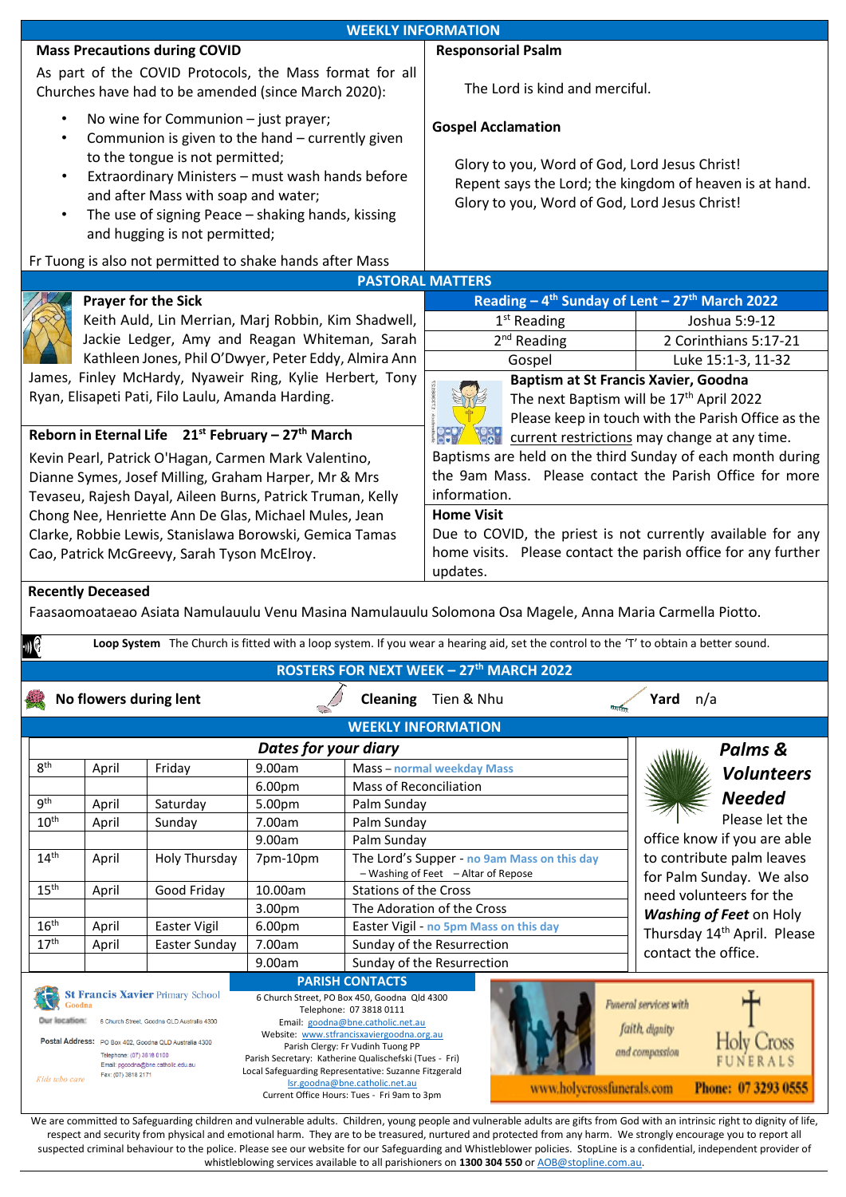## WEEKLY INFORMATION

### Mass Precautions during COVID

As part of the COVID Protocols, the Mass format for all Churches have had to be amended (since March 2020):

- No wine for Communion – just prayer;
- Communion is given to the hand – currently given to the tongue is not permitted;
- Extraordinary Ministers – must wash hands before and after Mass with soap and water;
- The use of signing Peace – shaking hands, kissing and hugging is not permitted;

Fr Tuong is also not permitted to shake hands after Mass

### Responsorial Psalm

The Lord is kind and merciful.

### Gospel Acclamation

Glory to you, Word of God, Lord Jesus Christ!
Repent says the Lord; the kingdom of heaven is at hand.
Glory to you, Word of God, Lord Jesus Christ!

## PASTORAL MATTERS

### Prayer for the Sick

Keith Auld, Lin Merrian, Marj Robbin, Kim Shadwell, Jackie Ledger, Amy and Reagan Whiteman, Sarah Kathleen Jones, Phil O'Dwyer, Peter Eddy, Almira Ann James, Finley McHardy, Nyaweir Ring, Kylie Herbert, Tony Ryan, Elisapeti Pati, Filo Laulu, Amanda Harding.

### Reborn in Eternal Life 21st February – 27th March

Kevin Pearl, Patrick O'Hagan, Carmen Mark Valentino, Dianne Symes, Josef Milling, Graham Harper, Mr & Mrs Tevaseu, Rajesh Dayal, Aileen Burns, Patrick Truman, Kelly Chong Nee, Henriette Ann De Glas, Michael Mules, Jean Clarke, Robbie Lewis, Stanislawa Borowski, Gemica Tamas Cao, Patrick McGreevy, Sarah Tyson McElroy.

### Reading – 4th Sunday of Lent – 27th March 2022

| | |
|---|---|
| 1st Reading | Joshua 5:9-12 |
| 2nd Reading | 2 Corinthians 5:17-21 |
| Gospel | Luke 15:1-3, 11-32 |

### Baptism at St Francis Xavier, Goodna

The next Baptism will be 17th April 2022
Please keep in touch with the Parish Office as the current restrictions may change at any time.

Baptisms are held on the third Sunday of each month during the 9am Mass. Please contact the Parish Office for more information.

### Home Visit

Due to COVID, the priest is not currently available for any home visits. Please contact the parish office for any further updates.

### Recently Deceased

Faasaomoataeao Asiata Namulauulu Venu Masina Namulauulu Solomona Osa Magele, Anna Maria Carmella Piotto.

**Loop System** The Church is fitted with a loop system. If you wear a hearing aid, set the control to the 'T' to obtain a better sound.

## ROSTERS FOR NEXT WEEK – 27th MARCH 2022

**No flowers during lent** | **Cleaning** Tien & Nhu | **Yard** n/a

## WEEKLY INFORMATION

### Dates for your diary

| | | | | |
|---|---|---|---|---|
| 8th | April | Friday | 9.00am | Mass – normal weekday Mass |
| | | | 6.00pm | Mass of Reconciliation |
| 9th | April | Saturday | 5.00pm | Palm Sunday |
| 10th | April | Sunday | 7.00am | Palm Sunday |
| | | | 9.00am | Palm Sunday |
| 14th | April | Holy Thursday | 7pm-10pm | The Lord's Supper - no 9am Mass on this day – Washing of Feet – Altar of Repose |
| 15th | April | Good Friday | 10.00am | Stations of the Cross |
| | | | 3.00pm | The Adoration of the Cross |
| 16th | April | Easter Vigil | 6.00pm | Easter Vigil - no 5pm Mass on this day |
| 17th | April | Easter Sunday | 7.00am | Sunday of the Resurrection |
| | | | 9.00am | Sunday of the Resurrection |

### *Palms & Volunteers Needed*

Please let the office know if you are able to contribute palm leaves for Palm Sunday. We also need volunteers for the ***Washing of Feet*** on Holy Thursday 14th April. Please contact the office.

**St Francis Xavier Primary School** Goodna
Our location: 6 Church Street, Goodna QLD Australia 4300
Postal Address: PO Box 402, Goodna QLD Australia 4300
Telephone: (07) 3818 6100
Email: pgoodna@bne.catholic.edu.au
Fax: (07) 3818 2171
*Kids who care*

## PARISH CONTACTS

6 Church Street, PO Box 450, Goodna Qld 4300
Telephone: 07 3818 0111
Email: goodna@bne.catholic.net.au
Website: www.stfrancisxaviergoodna.org.au
Parish Clergy: Fr Vudinh Tuong PP
Parish Secretary: Katherine Qualischefski (Tues - Fri)
Local Safeguarding Representative: Suzanne Fitzgerald
lsr.goodna@bne.catholic.net.au
Current Office Hours: Tues - Fri 9am to 3pm

Funeral services with faith, dignity and compassion
Holy Cross FUNERALS
www.holycrossfunerals.com Phone: 07 3293 0555

We are committed to Safeguarding children and vulnerable adults. Children, young people and vulnerable adults are gifts from God with an intrinsic right to dignity of life, respect and security from physical and emotional harm. They are to be treasured, nurtured and protected from any harm. We strongly encourage you to report all suspected criminal behaviour to the police. Please see our website for our Safeguarding and Whistleblower policies. StopLine is a confidential, independent provider of whistleblowing services available to all parishioners on **1300 304 550** or AOB@stopline.com.au.